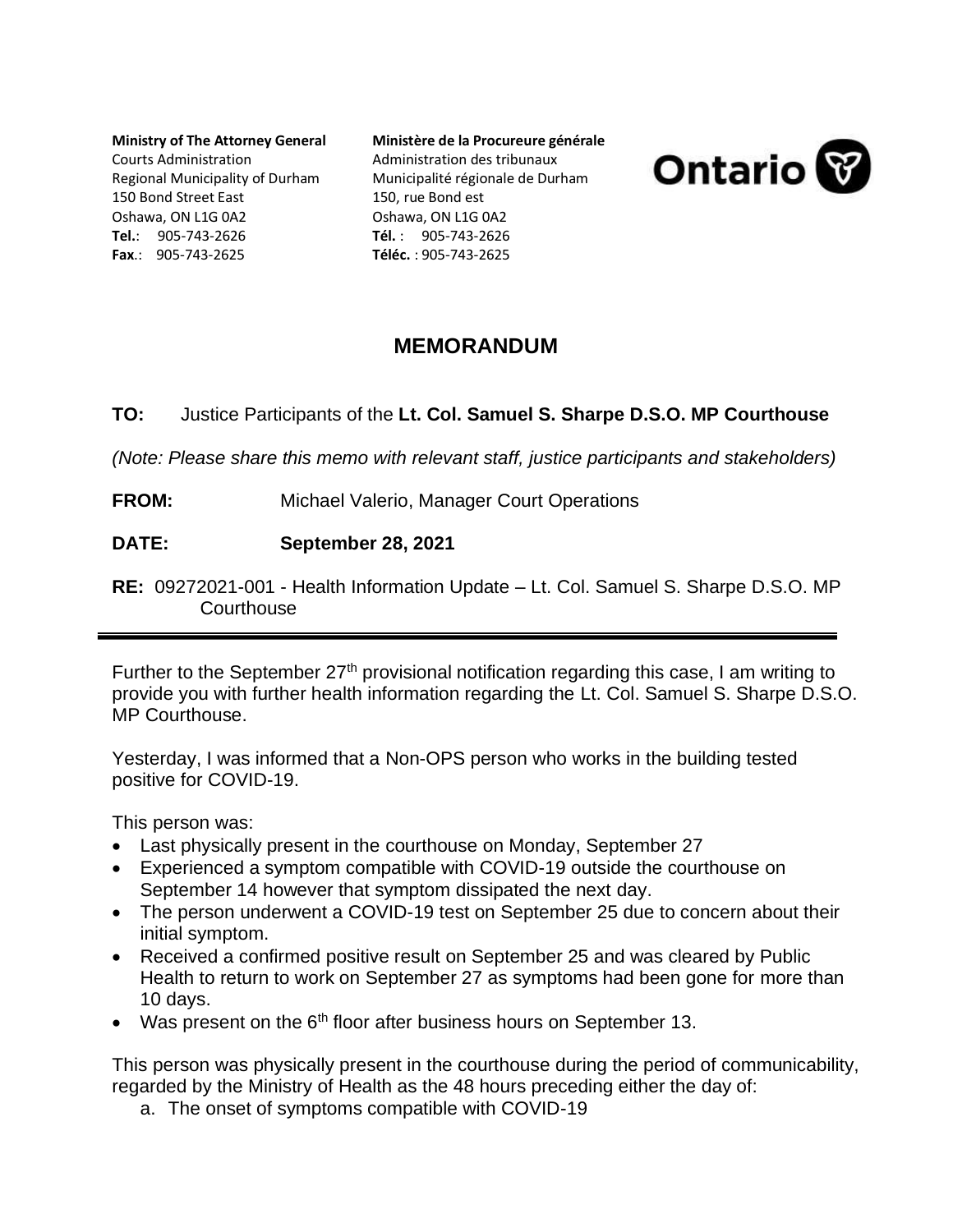**Ministry of The Attorney General**
Courts Administration
Regional Municipality of Durham
150 Bond Street East
Oshawa, ON L1G 0A2
**Tel.**: 905-743-2626
**Fax**.: 905-743-2625

**Ministère de la Procureure générale**
Administration des tribunaux
Municipalité régionale de Durham
150, rue Bond est
Oshawa, ON L1G 0A2
**Tél.** : 905-743-2626
**Téléc.** : 905-743-2625

Ontario

# MEMORANDUM

**TO:** Justice Participants of the **Lt. Col. Samuel S. Sharpe D.S.O. MP Courthouse**

*(Note: Please share this memo with relevant staff, justice participants and stakeholders)*

**FROM:** Michael Valerio, Manager Court Operations

**DATE:** **September 28, 2021**

**RE:** 09272021-001 - Health Information Update – Lt. Col. Samuel S. Sharpe D.S.O. MP Courthouse

---

Further to the September 27th provisional notification regarding this case, I am writing to provide you with further health information regarding the Lt. Col. Samuel S. Sharpe D.S.O. MP Courthouse.

Yesterday, I was informed that a Non-OPS person who works in the building tested positive for COVID-19.

This person was:

- Last physically present in the courthouse on Monday, September 27
- Experienced a symptom compatible with COVID-19 outside the courthouse on September 14 however that symptom dissipated the next day.
- The person underwent a COVID-19 test on September 25 due to concern about their initial symptom.
- Received a confirmed positive result on September 25 and was cleared by Public Health to return to work on September 27 as symptoms had been gone for more than 10 days.
- Was present on the 6th floor after business hours on September 13.

This person was physically present in the courthouse during the period of communicability, regarded by the Ministry of Health as the 48 hours preceding either the day of:

a. The onset of symptoms compatible with COVID-19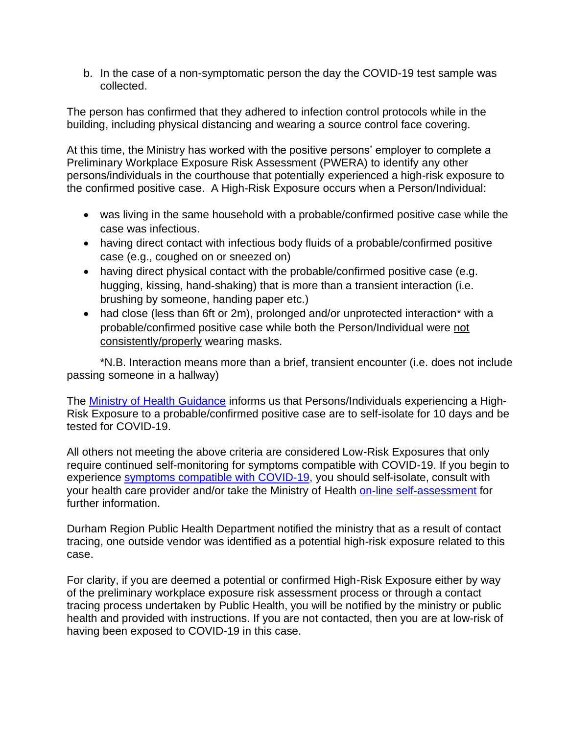b. In the case of a non-symptomatic person the day the COVID-19 test sample was collected.

The person has confirmed that they adhered to infection control protocols while in the building, including physical distancing and wearing a source control face covering.

At this time, the Ministry has worked with the positive persons' employer to complete a Preliminary Workplace Exposure Risk Assessment (PWERA) to identify any other persons/individuals in the courthouse that potentially experienced a high-risk exposure to the confirmed positive case. A High-Risk Exposure occurs when a Person/Individual:

- was living in the same household with a probable/confirmed positive case while the case was infectious.
- having direct contact with infectious body fluids of a probable/confirmed positive case (e.g., coughed on or sneezed on)
- having direct physical contact with the probable/confirmed positive case (e.g. hugging, kissing, hand-shaking) that is more than a transient interaction (i.e. brushing by someone, handing paper etc.)
- had close (less than 6ft or 2m), prolonged and/or unprotected interaction* with a probable/confirmed positive case while both the Person/Individual were <u>not consistently/properly</u> wearing masks.

*N.B. Interaction means more than a brief, transient encounter (i.e. does not include passing someone in a hallway)

The [Ministry of Health Guidance] informs us that Persons/Individuals experiencing a High-Risk Exposure to a probable/confirmed positive case are to self-isolate for 10 days and be tested for COVID-19.

All others not meeting the above criteria are considered Low-Risk Exposures that only require continued self-monitoring for symptoms compatible with COVID-19. If you begin to experience [symptoms compatible with COVID-19], you should self-isolate, consult with your health care provider and/or take the Ministry of Health [on-line self-assessment] for further information.

Durham Region Public Health Department notified the ministry that as a result of contact tracing, one outside vendor was identified as a potential high-risk exposure related to this case.

For clarity, if you are deemed a potential or confirmed High-Risk Exposure either by way of the preliminary workplace exposure risk assessment process or through a contact tracing process undertaken by Public Health, you will be notified by the ministry or public health and provided with instructions. If you are not contacted, then you are at low-risk of having been exposed to COVID-19 in this case.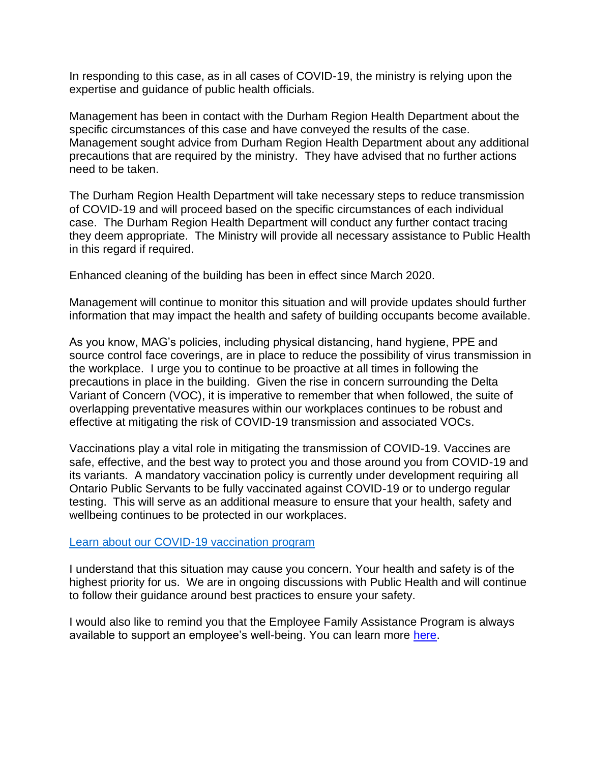In responding to this case, as in all cases of COVID-19, the ministry is relying upon the expertise and guidance of public health officials.

Management has been in contact with the Durham Region Health Department about the specific circumstances of this case and have conveyed the results of the case. Management sought advice from Durham Region Health Department about any additional precautions that are required by the ministry. They have advised that no further actions need to be taken.

The Durham Region Health Department will take necessary steps to reduce transmission of COVID-19 and will proceed based on the specific circumstances of each individual case. The Durham Region Health Department will conduct any further contact tracing they deem appropriate. The Ministry will provide all necessary assistance to Public Health in this regard if required.

Enhanced cleaning of the building has been in effect since March 2020.

Management will continue to monitor this situation and will provide updates should further information that may impact the health and safety of building occupants become available.

As you know, MAG's policies, including physical distancing, hand hygiene, PPE and source control face coverings, are in place to reduce the possibility of virus transmission in the workplace. I urge you to continue to be proactive at all times in following the precautions in place in the building. Given the rise in concern surrounding the Delta Variant of Concern (VOC), it is imperative to remember that when followed, the suite of overlapping preventative measures within our workplaces continues to be robust and effective at mitigating the risk of COVID-19 transmission and associated VOCs.

Vaccinations play a vital role in mitigating the transmission of COVID-19. Vaccines are safe, effective, and the best way to protect you and those around you from COVID-19 and its variants. A mandatory vaccination policy is currently under development requiring all Ontario Public Servants to be fully vaccinated against COVID-19 or to undergo regular testing. This will serve as an additional measure to ensure that your health, safety and wellbeing continues to be protected in our workplaces.

[Learn about our COVID-19 vaccination program]

I understand that this situation may cause you concern. Your health and safety is of the highest priority for us. We are in ongoing discussions with Public Health and will continue to follow their guidance around best practices to ensure your safety.

I would also like to remind you that the Employee Family Assistance Program is always available to support an employee's well-being. You can learn more [here].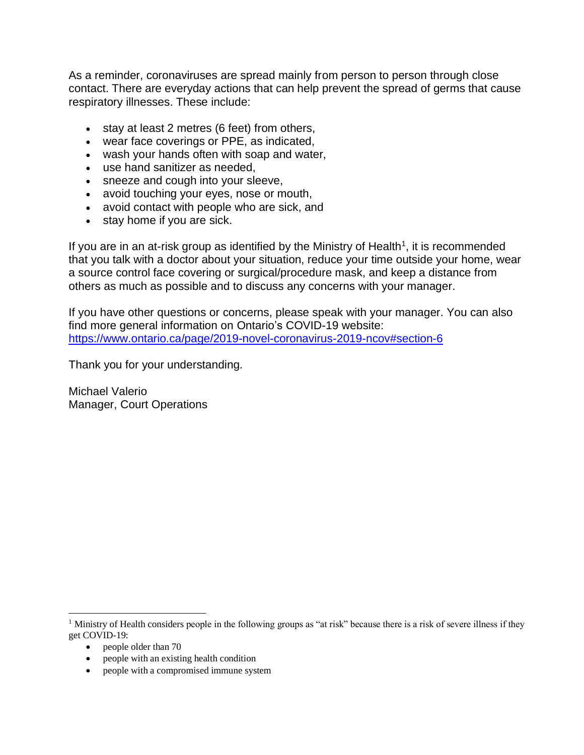As a reminder, coronaviruses are spread mainly from person to person through close contact. There are everyday actions that can help prevent the spread of germs that cause respiratory illnesses. These include:

- stay at least 2 metres (6 feet) from others,
- wear face coverings or PPE, as indicated,
- wash your hands often with soap and water,
- use hand sanitizer as needed,
- sneeze and cough into your sleeve,
- avoid touching your eyes, nose or mouth,
- avoid contact with people who are sick, and
- stay home if you are sick.

If you are in an at-risk group as identified by the Ministry of Health[1], it is recommended that you talk with a doctor about your situation, reduce your time outside your home, wear a source control face covering or surgical/procedure mask, and keep a distance from others as much as possible and to discuss any concerns with your manager.

If you have other questions or concerns, please speak with your manager. You can also find more general information on Ontario's COVID-19 website: [https://www.ontario.ca/page/2019-novel-coronavirus-2019-ncov#section-6](https://www.ontario.ca/page/2019-novel-coronavirus-2019-ncov#section-6)

Thank you for your understanding.

Michael Valerio
Manager, Court Operations

---

[1] Ministry of Health considers people in the following groups as "at risk" because there is a risk of severe illness if they get COVID-19:

- people older than 70
- people with an existing health condition
- people with a compromised immune system